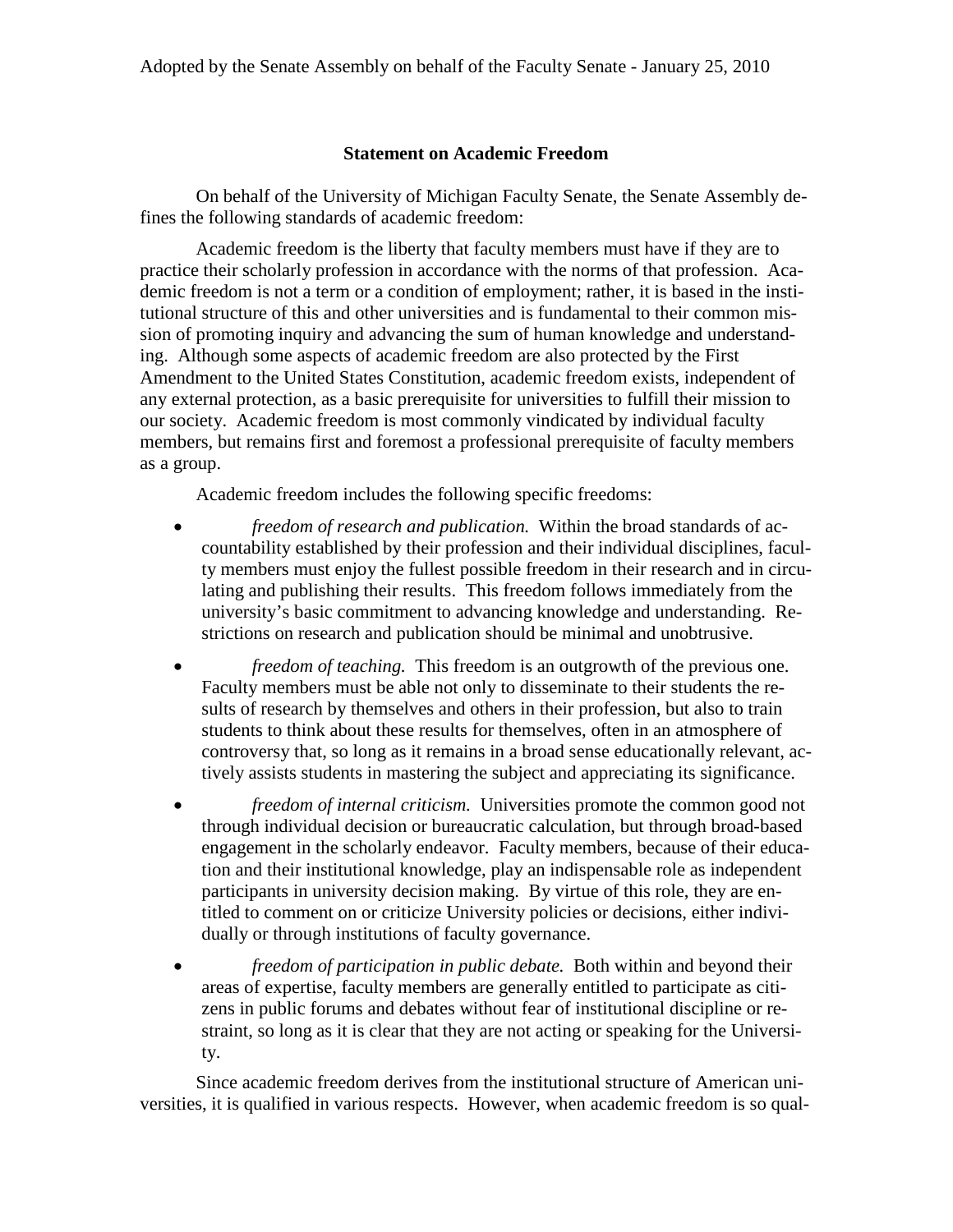Adopted by the Senate Assembly on behalf of the Faculty Senate - January 25, 2010

## Statement on Academic Freedom

On behalf of the University of Michigan Faculty Senate, the Senate Assembly defines the following standards of academic freedom:

Academic freedom is the liberty that faculty members must have if they are to practice their scholarly profession in accordance with the norms of that profession. Academic freedom is not a term or a condition of employment; rather, it is based in the institutional structure of this and other universities and is fundamental to their common mission of promoting inquiry and advancing the sum of human knowledge and understanding. Although some aspects of academic freedom are also protected by the First Amendment to the United States Constitution, academic freedom exists, independent of any external protection, as a basic prerequisite for universities to fulfill their mission to our society. Academic freedom is most commonly vindicated by individual faculty members, but remains first and foremost a professional prerequisite of faculty members as a group.

Academic freedom includes the following specific freedoms:

- *freedom of research and publication.* Within the broad standards of accountability established by their profession and their individual disciplines, faculty members must enjoy the fullest possible freedom in their research and in circulating and publishing their results. This freedom follows immediately from the university's basic commitment to advancing knowledge and understanding. Restrictions on research and publication should be minimal and unobtrusive.
- *freedom of teaching.* This freedom is an outgrowth of the previous one. Faculty members must be able not only to disseminate to their students the results of research by themselves and others in their profession, but also to train students to think about these results for themselves, often in an atmosphere of controversy that, so long as it remains in a broad sense educationally relevant, actively assists students in mastering the subject and appreciating its significance.
- *freedom of internal criticism.* Universities promote the common good not through individual decision or bureaucratic calculation, but through broad-based engagement in the scholarly endeavor. Faculty members, because of their education and their institutional knowledge, play an indispensable role as independent participants in university decision making. By virtue of this role, they are entitled to comment on or criticize University policies or decisions, either individually or through institutions of faculty governance.
- *freedom of participation in public debate.* Both within and beyond their areas of expertise, faculty members are generally entitled to participate as citizens in public forums and debates without fear of institutional discipline or restraint, so long as it is clear that they are not acting or speaking for the University.

Since academic freedom derives from the institutional structure of American universities, it is qualified in various respects. However, when academic freedom is so qual-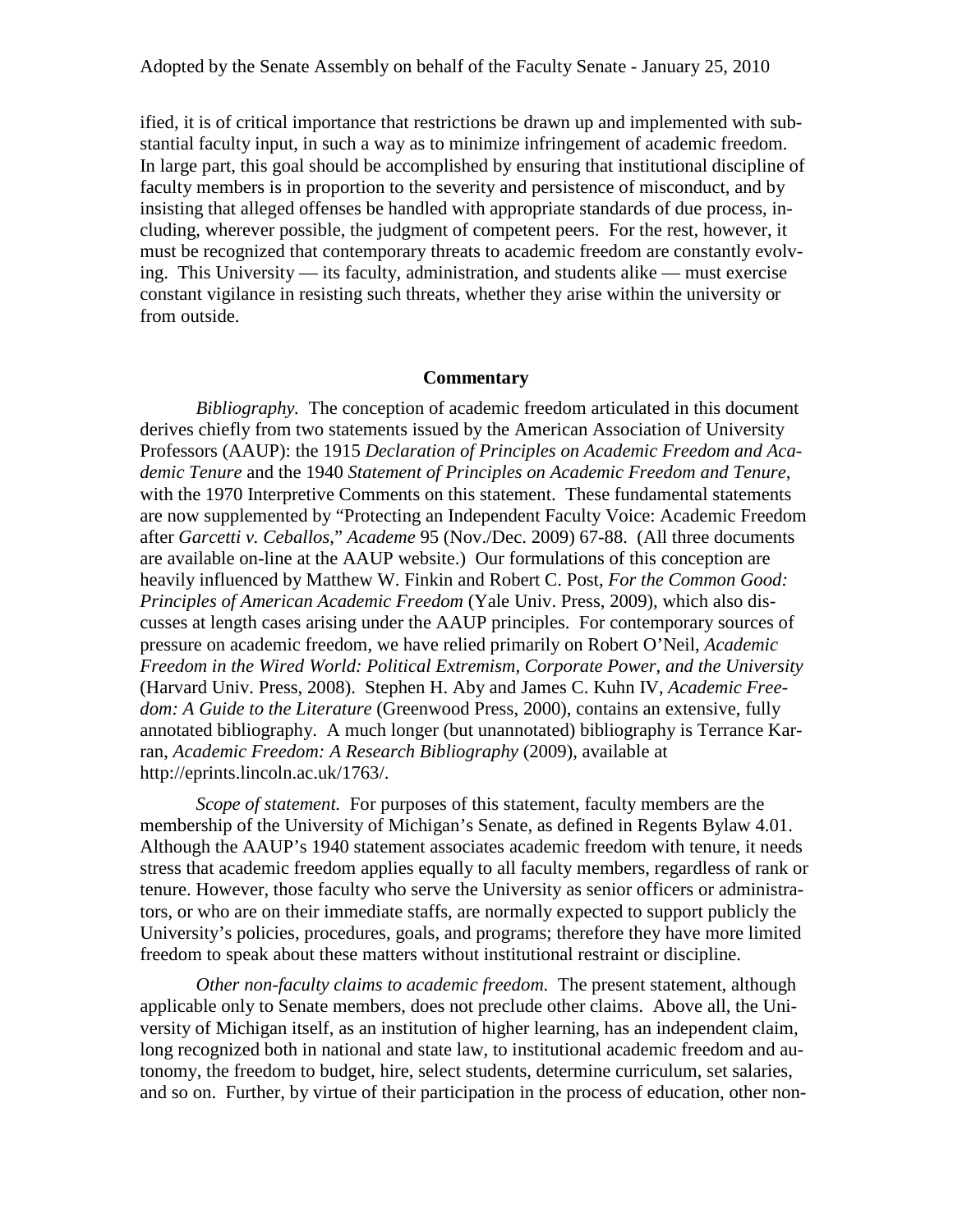ified, it is of critical importance that restrictions be drawn up and implemented with substantial faculty input, in such a way as to minimize infringement of academic freedom. In large part, this goal should be accomplished by ensuring that institutional discipline of faculty members is in proportion to the severity and persistence of misconduct, and by insisting that alleged offenses be handled with appropriate standards of due process, including, wherever possible, the judgment of competent peers. For the rest, however, it must be recognized that contemporary threats to academic freedom are constantly evolving. This University — its faculty, administration, and students alike — must exercise constant vigilance in resisting such threats, whether they arise within the university or from outside.

## Commentary

*Bibliography.* The conception of academic freedom articulated in this document derives chiefly from two statements issued by the American Association of University Professors (AAUP): the 1915 *Declaration of Principles on Academic Freedom and Academic Tenure* and the 1940 *Statement of Principles on Academic Freedom and Tenure*, with the 1970 Interpretive Comments on this statement. These fundamental statements are now supplemented by "Protecting an Independent Faculty Voice: Academic Freedom after *Garcetti v. Ceballos*," *Academe* 95 (Nov./Dec. 2009) 67-88. (All three documents are available on-line at the AAUP website.) Our formulations of this conception are heavily influenced by Matthew W. Finkin and Robert C. Post, *For the Common Good: Principles of American Academic Freedom* (Yale Univ. Press, 2009), which also discusses at length cases arising under the AAUP principles. For contemporary sources of pressure on academic freedom, we have relied primarily on Robert O'Neil, *Academic Freedom in the Wired World: Political Extremism, Corporate Power, and the University* (Harvard Univ. Press, 2008). Stephen H. Aby and James C. Kuhn IV, *Academic Freedom: A Guide to the Literature* (Greenwood Press, 2000), contains an extensive, fully annotated bibliography. A much longer (but unannotated) bibliography is Terrance Karran, *Academic Freedom: A Research Bibliography* (2009), available at http://eprints.lincoln.ac.uk/1763/.

*Scope of statement.* For purposes of this statement, faculty members are the membership of the University of Michigan's Senate, as defined in Regents Bylaw 4.01. Although the AAUP's 1940 statement associates academic freedom with tenure, it needs stress that academic freedom applies equally to all faculty members, regardless of rank or tenure. However, those faculty who serve the University as senior officers or administrators, or who are on their immediate staffs, are normally expected to support publicly the University's policies, procedures, goals, and programs; therefore they have more limited freedom to speak about these matters without institutional restraint or discipline.

*Other non-faculty claims to academic freedom.* The present statement, although applicable only to Senate members, does not preclude other claims. Above all, the University of Michigan itself, as an institution of higher learning, has an independent claim, long recognized both in national and state law, to institutional academic freedom and autonomy, the freedom to budget, hire, select students, determine curriculum, set salaries, and so on. Further, by virtue of their participation in the process of education, other non-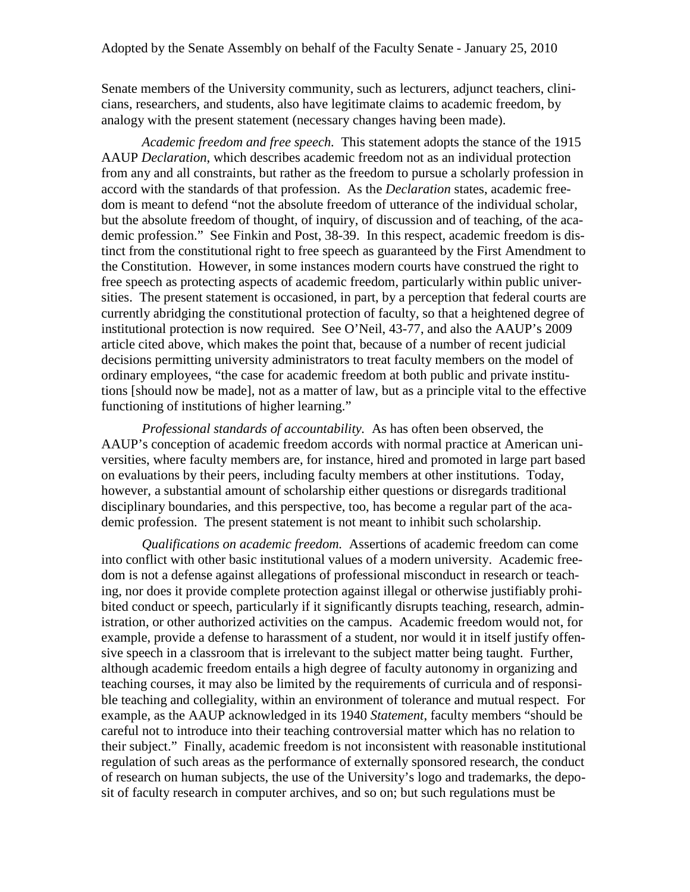Senate members of the University community, such as lecturers, adjunct teachers, clinicians, researchers, and students, also have legitimate claims to academic freedom, by analogy with the present statement (necessary changes having been made).

*Academic freedom and free speech.* This statement adopts the stance of the 1915 AAUP *Declaration*, which describes academic freedom not as an individual protection from any and all constraints, but rather as the freedom to pursue a scholarly profession in accord with the standards of that profession. As the *Declaration* states, academic freedom is meant to defend "not the absolute freedom of utterance of the individual scholar, but the absolute freedom of thought, of inquiry, of discussion and of teaching, of the academic profession." See Finkin and Post, 38-39. In this respect, academic freedom is distinct from the constitutional right to free speech as guaranteed by the First Amendment to the Constitution. However, in some instances modern courts have construed the right to free speech as protecting aspects of academic freedom, particularly within public universities. The present statement is occasioned, in part, by a perception that federal courts are currently abridging the constitutional protection of faculty, so that a heightened degree of institutional protection is now required. See O'Neil, 43-77, and also the AAUP's 2009 article cited above, which makes the point that, because of a number of recent judicial decisions permitting university administrators to treat faculty members on the model of ordinary employees, "the case for academic freedom at both public and private institutions [should now be made], not as a matter of law, but as a principle vital to the effective functioning of institutions of higher learning."

*Professional standards of accountability.* As has often been observed, the AAUP's conception of academic freedom accords with normal practice at American universities, where faculty members are, for instance, hired and promoted in large part based on evaluations by their peers, including faculty members at other institutions. Today, however, a substantial amount of scholarship either questions or disregards traditional disciplinary boundaries, and this perspective, too, has become a regular part of the academic profession. The present statement is not meant to inhibit such scholarship.

*Qualifications on academic freedom.* Assertions of academic freedom can come into conflict with other basic institutional values of a modern university. Academic freedom is not a defense against allegations of professional misconduct in research or teaching, nor does it provide complete protection against illegal or otherwise justifiably prohibited conduct or speech, particularly if it significantly disrupts teaching, research, administration, or other authorized activities on the campus. Academic freedom would not, for example, provide a defense to harassment of a student, nor would it in itself justify offensive speech in a classroom that is irrelevant to the subject matter being taught. Further, although academic freedom entails a high degree of faculty autonomy in organizing and teaching courses, it may also be limited by the requirements of curricula and of responsible teaching and collegiality, within an environment of tolerance and mutual respect. For example, as the AAUP acknowledged in its 1940 *Statement*, faculty members "should be careful not to introduce into their teaching controversial matter which has no relation to their subject." Finally, academic freedom is not inconsistent with reasonable institutional regulation of such areas as the performance of externally sponsored research, the conduct of research on human subjects, the use of the University's logo and trademarks, the deposit of faculty research in computer archives, and so on; but such regulations must be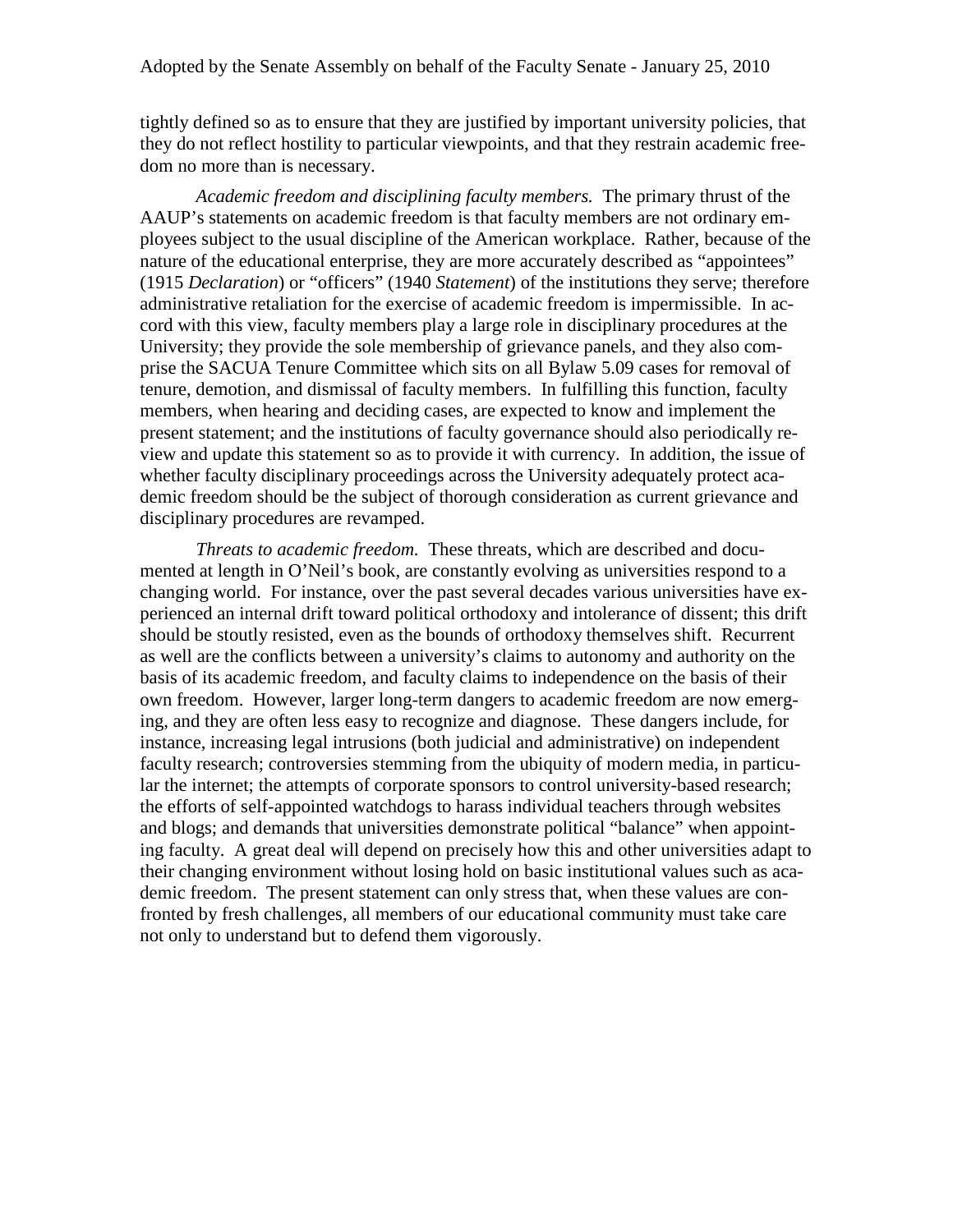tightly defined so as to ensure that they are justified by important university policies, that they do not reflect hostility to particular viewpoints, and that they restrain academic freedom no more than is necessary.

*Academic freedom and disciplining faculty members.* The primary thrust of the AAUP's statements on academic freedom is that faculty members are not ordinary employees subject to the usual discipline of the American workplace. Rather, because of the nature of the educational enterprise, they are more accurately described as "appointees" (1915 *Declaration*) or "officers" (1940 *Statement*) of the institutions they serve; therefore administrative retaliation for the exercise of academic freedom is impermissible. In accord with this view, faculty members play a large role in disciplinary procedures at the University; they provide the sole membership of grievance panels, and they also comprise the SACUA Tenure Committee which sits on all Bylaw 5.09 cases for removal of tenure, demotion, and dismissal of faculty members. In fulfilling this function, faculty members, when hearing and deciding cases, are expected to know and implement the present statement; and the institutions of faculty governance should also periodically review and update this statement so as to provide it with currency. In addition, the issue of whether faculty disciplinary proceedings across the University adequately protect academic freedom should be the subject of thorough consideration as current grievance and disciplinary procedures are revamped.

*Threats to academic freedom.* These threats, which are described and documented at length in O'Neil's book, are constantly evolving as universities respond to a changing world. For instance, over the past several decades various universities have experienced an internal drift toward political orthodoxy and intolerance of dissent; this drift should be stoutly resisted, even as the bounds of orthodoxy themselves shift. Recurrent as well are the conflicts between a university's claims to autonomy and authority on the basis of its academic freedom, and faculty claims to independence on the basis of their own freedom. However, larger long-term dangers to academic freedom are now emerging, and they are often less easy to recognize and diagnose. These dangers include, for instance, increasing legal intrusions (both judicial and administrative) on independent faculty research; controversies stemming from the ubiquity of modern media, in particular the internet; the attempts of corporate sponsors to control university-based research; the efforts of self-appointed watchdogs to harass individual teachers through websites and blogs; and demands that universities demonstrate political "balance" when appointing faculty. A great deal will depend on precisely how this and other universities adapt to their changing environment without losing hold on basic institutional values such as academic freedom. The present statement can only stress that, when these values are confronted by fresh challenges, all members of our educational community must take care not only to understand but to defend them vigorously.